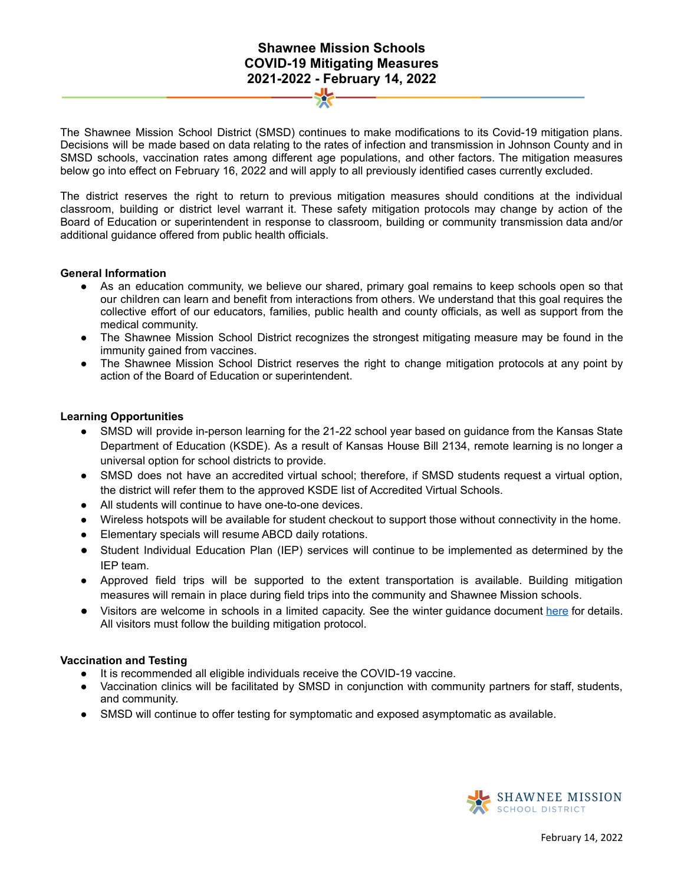# Shawnee Mission Schools
# COVID-19 Mitigating Measures
# 2021-2022 - February 14, 2022

The Shawnee Mission School District (SMSD) continues to make modifications to its Covid-19 mitigation plans. Decisions will be made based on data relating to the rates of infection and transmission in Johnson County and in SMSD schools, vaccination rates among different age populations, and other factors. The mitigation measures below go into effect on February 16, 2022 and will apply to all previously identified cases currently excluded.

The district reserves the right to return to previous mitigation measures should conditions at the individual classroom, building or district level warrant it. These safety mitigation protocols may change by action of the Board of Education or superintendent in response to classroom, building or community transmission data and/or additional guidance offered from public health officials.

**General Information**

- As an education community, we believe our shared, primary goal remains to keep schools open so that our children can learn and benefit from interactions from others. We understand that this goal requires the collective effort of our educators, families, public health and county officials, as well as support from the medical community.
- The Shawnee Mission School District recognizes the strongest mitigating measure may be found in the immunity gained from vaccines.
- The Shawnee Mission School District reserves the right to change mitigation protocols at any point by action of the Board of Education or superintendent.

**Learning Opportunities**

- SMSD will provide in-person learning for the 21-22 school year based on guidance from the Kansas State Department of Education (KSDE). As a result of Kansas House Bill 2134, remote learning is no longer a universal option for school districts to provide.
- SMSD does not have an accredited virtual school; therefore, if SMSD students request a virtual option, the district will refer them to the approved KSDE list of Accredited Virtual Schools.
- All students will continue to have one-to-one devices.
- Wireless hotspots will be available for student checkout to support those without connectivity in the home.
- Elementary specials will resume ABCD daily rotations.
- Student Individual Education Plan (IEP) services will continue to be implemented as determined by the IEP team.
- Approved field trips will be supported to the extent transportation is available. Building mitigation measures will remain in place during field trips into the community and Shawnee Mission schools.
- Visitors are welcome in schools in a limited capacity. See the winter guidance document here for details. All visitors must follow the building mitigation protocol.

**Vaccination and Testing**

- It is recommended all eligible individuals receive the COVID-19 vaccine.
- Vaccination clinics will be facilitated by SMSD in conjunction with community partners for staff, students, and community.
- SMSD will continue to offer testing for symptomatic and exposed asymptomatic as available.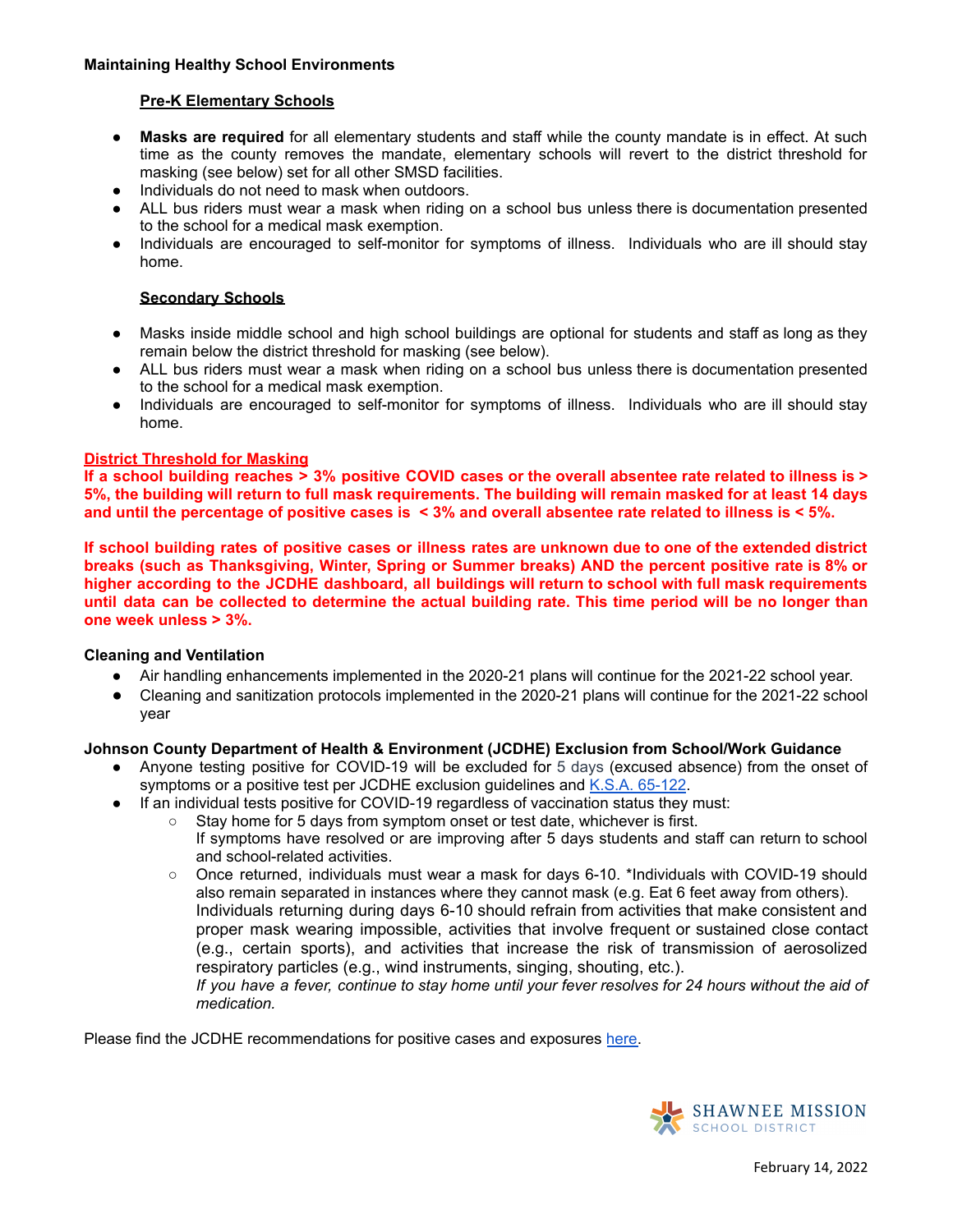## Maintaining Healthy School Environments

### Pre-K Elementary Schools

- **Masks are required** for all elementary students and staff while the county mandate is in effect. At such time as the county removes the mandate, elementary schools will revert to the district threshold for masking (see below) set for all other SMSD facilities.
- Individuals do not need to mask when outdoors.
- ALL bus riders must wear a mask when riding on a school bus unless there is documentation presented to the school for a medical mask exemption.
- Individuals are encouraged to self-monitor for symptoms of illness. Individuals who are ill should stay home.

### Secondary Schools

- Masks inside middle school and high school buildings are optional for students and staff as long as they remain below the district threshold for masking (see below).
- ALL bus riders must wear a mask when riding on a school bus unless there is documentation presented to the school for a medical mask exemption.
- Individuals are encouraged to self-monitor for symptoms of illness. Individuals who are ill should stay home.

### District Threshold for Masking

**If a school building reaches > 3% positive COVID cases or the overall absentee rate related to illness is > 5%, the building will return to full mask requirements. The building will remain masked for at least 14 days and until the percentage of positive cases is < 3% and overall absentee rate related to illness is < 5%.**

**If school building rates of positive cases or illness rates are unknown due to one of the extended district breaks (such as Thanksgiving, Winter, Spring or Summer breaks) AND the percent positive rate is 8% or higher according to the JCDHE dashboard, all buildings will return to school with full mask requirements until data can be collected to determine the actual building rate. This time period will be no longer than one week unless > 3%.**

## Cleaning and Ventilation

- Air handling enhancements implemented in the 2020-21 plans will continue for the 2021-22 school year.
- Cleaning and sanitization protocols implemented in the 2020-21 plans will continue for the 2021-22 school year

## Johnson County Department of Health & Environment (JCDHE) Exclusion from School/Work Guidance

- Anyone testing positive for COVID-19 will be excluded for 5 days (excused absence) from the onset of symptoms or a positive test per JCDHE exclusion guidelines and [K.S.A. 65-122](#).
- If an individual tests positive for COVID-19 regardless of vaccination status they must:
  - Stay home for 5 days from symptom onset or test date, whichever is first.
    If symptoms have resolved or are improving after 5 days students and staff can return to school and school-related activities.
  - Once returned, individuals must wear a mask for days 6-10. *Individuals with COVID-19 should also remain separated in instances where they cannot mask (e.g. Eat 6 feet away from others). Individuals returning during days 6-10 should refrain from activities that make consistent and proper mask wearing impossible, activities that involve frequent or sustained close contact (e.g., certain sports), and activities that increase the risk of transmission of aerosolized respiratory particles (e.g., wind instruments, singing, shouting, etc.).
    *If you have a fever, continue to stay home until your fever resolves for 24 hours without the aid of medication.*

Please find the JCDHE recommendations for positive cases and exposures [here](#).

February 14, 2022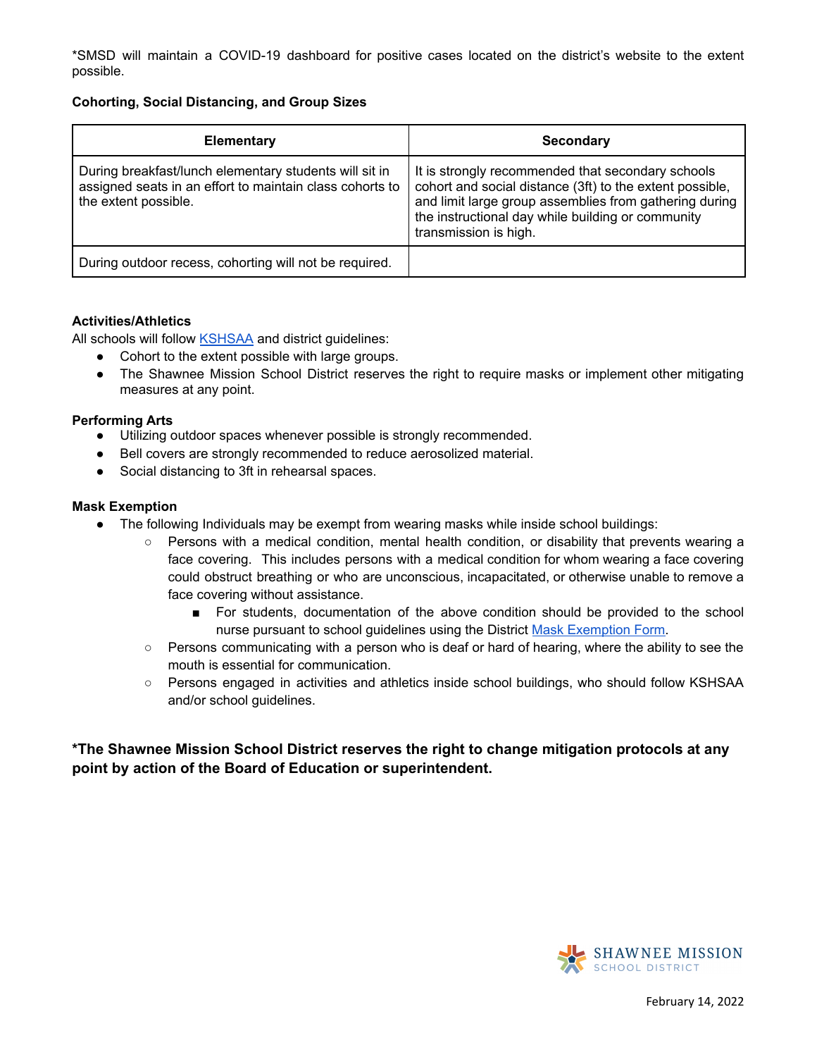*SMSD will maintain a COVID-19 dashboard for positive cases located on the district's website to the extent possible.

**Cohorting, Social Distancing, and Group Sizes**

| Elementary | Secondary |
| --- | --- |
| During breakfast/lunch elementary students will sit in assigned seats in an effort to maintain class cohorts to the extent possible. | It is strongly recommended that secondary schools cohort and social distance (3ft) to the extent possible, and limit large group assemblies from gathering during the instructional day while building or community transmission is high. |
| During outdoor recess, cohorting will not be required. | |

**Activities/Athletics**

All schools will follow KSHSAA and district guidelines:

- Cohort to the extent possible with large groups.
- The Shawnee Mission School District reserves the right to require masks or implement other mitigating measures at any point.

**Performing Arts**

- Utilizing outdoor spaces whenever possible is strongly recommended.
- Bell covers are strongly recommended to reduce aerosolized material.
- Social distancing to 3ft in rehearsal spaces.

**Mask Exemption**

- The following Individuals may be exempt from wearing masks while inside school buildings:
  - Persons with a medical condition, mental health condition, or disability that prevents wearing a face covering. This includes persons with a medical condition for whom wearing a face covering could obstruct breathing or who are unconscious, incapacitated, or otherwise unable to remove a face covering without assistance.
    - For students, documentation of the above condition should be provided to the school nurse pursuant to school guidelines using the District Mask Exemption Form.
  - Persons communicating with a person who is deaf or hard of hearing, where the ability to see the mouth is essential for communication.
  - Persons engaged in activities and athletics inside school buildings, who should follow KSHSAA and/or school guidelines.

**\*The Shawnee Mission School District reserves the right to change mitigation protocols at any point by action of the Board of Education or superintendent.**

SHAWNEE MISSION
SCHOOL DISTRICT

February 14, 2022